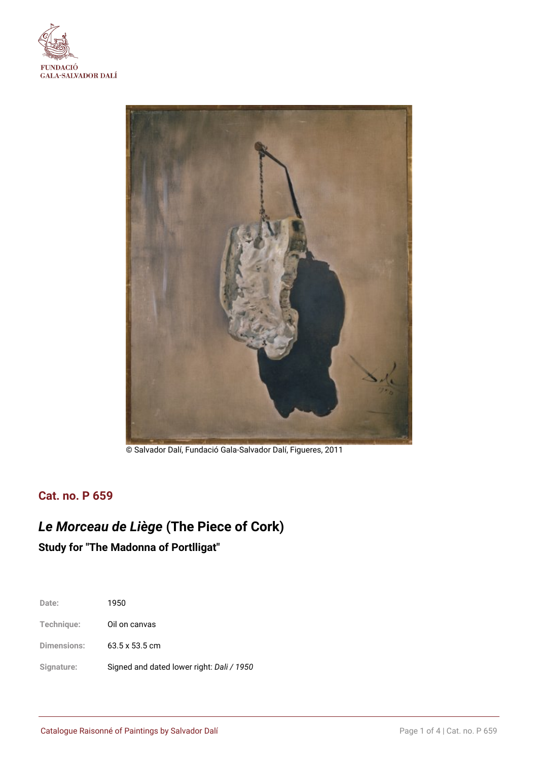FUNDACIÓ
GALA-SALVADOR DALÍ

© Salvador Dalí, Fundació Gala-Salvador Dalí, Figueres, 2011

## Cat. no. P 659

# *Le Morceau de Liège* (The Piece of Cork)

### Study for "The Madonna of Portlligat"

| | |
|---|---|
| Date: | 1950 |
| Technique: | Oil on canvas |
| Dimensions: | 63.5 x 53.5 cm |
| Signature: | Signed and dated lower right: *Dali / 1950* |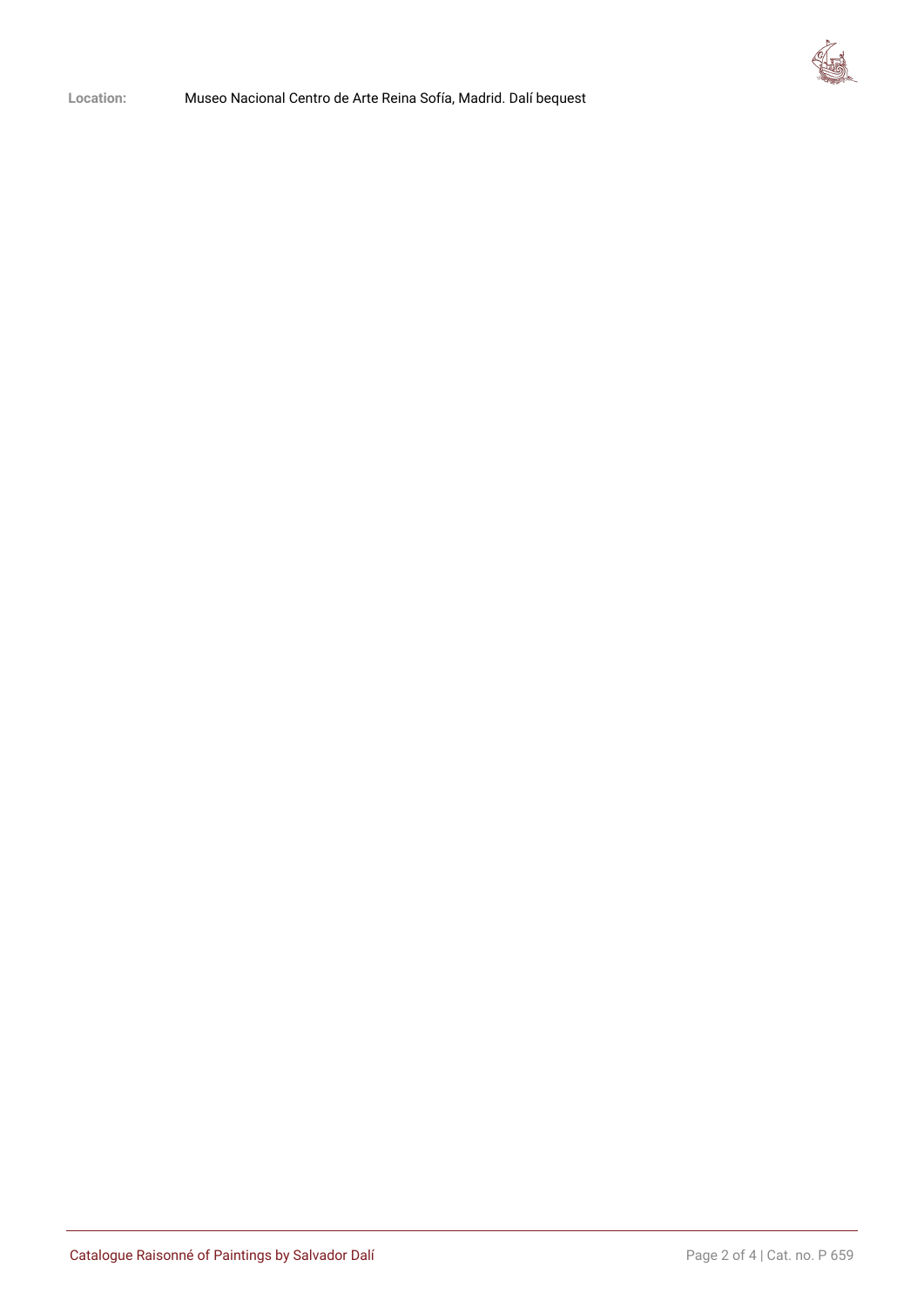**Location:** Museo Nacional Centro de Arte Reina Sofía, Madrid. Dalí bequest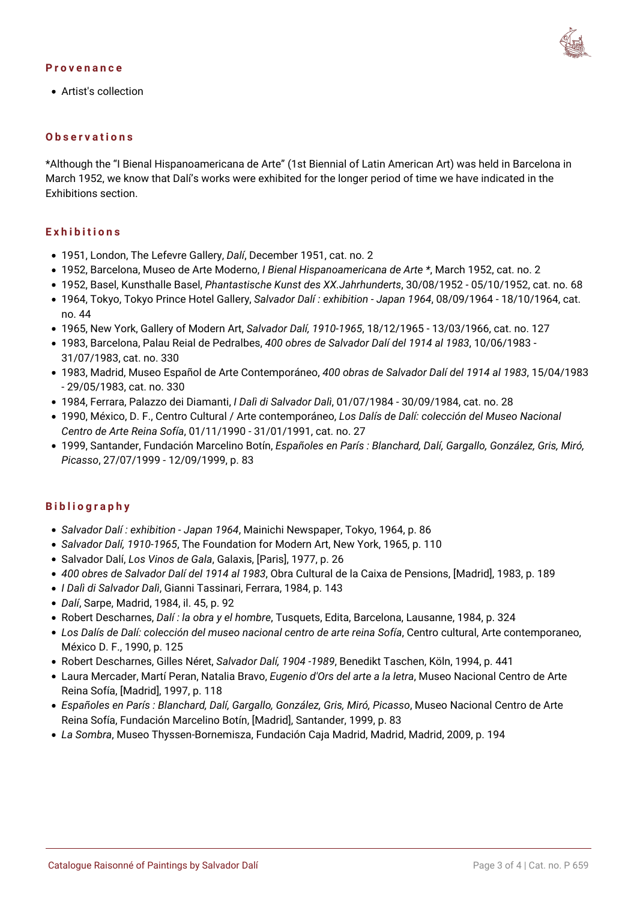## Provenance

- Artist's collection

## Observations

*Although the "I Bienal Hispanoamericana de Arte" (1st Biennial of Latin American Art) was held in Barcelona in March 1952, we know that Dalí's works were exhibited for the longer period of time we have indicated in the Exhibitions section.

## Exhibitions

- 1951, London, The Lefevre Gallery, *Dalí*, December 1951, cat. no. 2
- 1952, Barcelona, Museo de Arte Moderno, *I Bienal Hispanoamericana de Arte **, March 1952, cat. no. 2
- 1952, Basel, Kunsthalle Basel, *Phantastische Kunst des XX.Jahrhunderts*, 30/08/1952 - 05/10/1952, cat. no. 68
- 1964, Tokyo, Tokyo Prince Hotel Gallery, *Salvador Dalí : exhibition - Japan 1964*, 08/09/1964 - 18/10/1964, cat. no. 44
- 1965, New York, Gallery of Modern Art, *Salvador Dalí, 1910-1965*, 18/12/1965 - 13/03/1966, cat. no. 127
- 1983, Barcelona, Palau Reial de Pedralbes, *400 obres de Salvador Dalí del 1914 al 1983*, 10/06/1983 - 31/07/1983, cat. no. 330
- 1983, Madrid, Museo Español de Arte Contemporáneo, *400 obras de Salvador Dalí del 1914 al 1983*, 15/04/1983 - 29/05/1983, cat. no. 330
- 1984, Ferrara, Palazzo dei Diamanti, *I Dalì di Salvador Dalì*, 01/07/1984 - 30/09/1984, cat. no. 28
- 1990, México, D. F., Centro Cultural / Arte contemporáneo, *Los Dalís de Dalí: colección del Museo Nacional Centro de Arte Reina Sofía*, 01/11/1990 - 31/01/1991, cat. no. 27
- 1999, Santander, Fundación Marcelino Botín, *Españoles en París : Blanchard, Dalí, Gargallo, González, Gris, Miró, Picasso*, 27/07/1999 - 12/09/1999, p. 83

## Bibliography

- *Salvador Dalí : exhibition - Japan 1964*, Mainichi Newspaper, Tokyo, 1964, p. 86
- *Salvador Dalí, 1910-1965*, The Foundation for Modern Art, New York, 1965, p. 110
- Salvador Dalí, *Los Vinos de Gala*, Galaxis, [Paris], 1977, p. 26
- *400 obres de Salvador Dalí del 1914 al 1983*, Obra Cultural de la Caixa de Pensions, [Madrid], 1983, p. 189
- *I Dalì di Salvador Dalì*, Gianni Tassinari, Ferrara, 1984, p. 143
- *Dalí*, Sarpe, Madrid, 1984, il. 45, p. 92
- Robert Descharnes, *Dalí : la obra y el hombre*, Tusquets, Edita, Barcelona, Lausanne, 1984, p. 324
- *Los Dalís de Dalí: colección del museo nacional centro de arte reina Sofía*, Centro cultural, Arte contemporaneo, México D. F., 1990, p. 125
- Robert Descharnes, Gilles Néret, *Salvador Dalí, 1904 -1989*, Benedikt Taschen, Köln, 1994, p. 441
- Laura Mercader, Martí Peran, Natalia Bravo, *Eugenio d'Ors del arte a la letra*, Museo Nacional Centro de Arte Reina Sofía, [Madrid], 1997, p. 118
- *Españoles en París : Blanchard, Dalí, Gargallo, González, Gris, Miró, Picasso*, Museo Nacional Centro de Arte Reina Sofía, Fundación Marcelino Botín, [Madrid], Santander, 1999, p. 83
- *La Sombra*, Museo Thyssen-Bornemisza, Fundación Caja Madrid, Madrid, Madrid, 2009, p. 194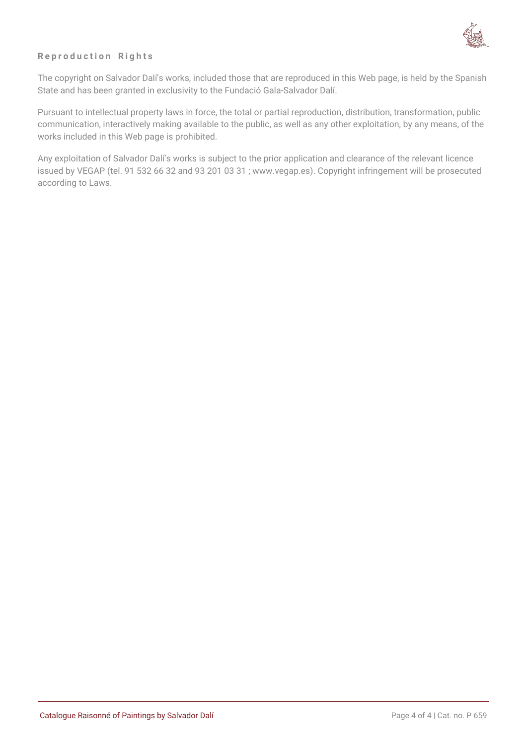## Reproduction Rights

The copyright on Salvador Dalí's works, included those that are reproduced in this Web page, is held by the Spanish State and has been granted in exclusivity to the Fundació Gala-Salvador Dalí.

Pursuant to intellectual property laws in force, the total or partial reproduction, distribution, transformation, public communication, interactively making available to the public, as well as any other exploitation, by any means, of the works included in this Web page is prohibited.

Any exploitation of Salvador Dalí's works is subject to the prior application and clearance of the relevant licence issued by VEGAP (tel. 91 532 66 32 and 93 201 03 31 ; www.vegap.es). Copyright infringement will be prosecuted according to Laws.